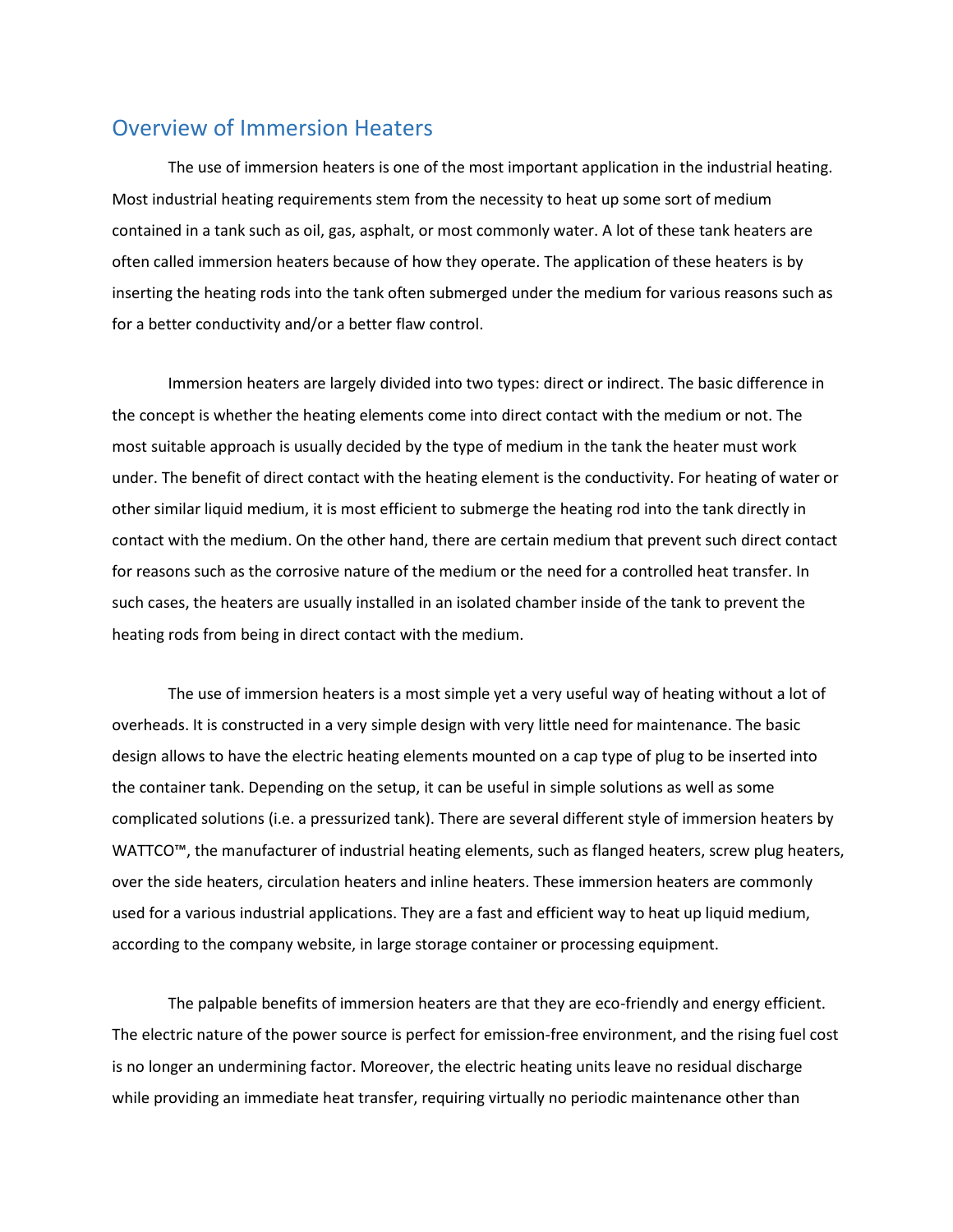## Overview of Immersion Heaters

The use of immersion heaters is one of the most important application in the industrial heating. Most industrial heating requirements stem from the necessity to heat up some sort of medium contained in a tank such as oil, gas, asphalt, or most commonly water. A lot of these tank heaters are often called immersion heaters because of how they operate. The application of these heaters is by inserting the heating rods into the tank often submerged under the medium for various reasons such as for a better conductivity and/or a better flaw control.

Immersion heaters are largely divided into two types: direct or indirect. The basic difference in the concept is whether the heating elements come into direct contact with the medium or not. The most suitable approach is usually decided by the type of medium in the tank the heater must work under. The benefit of direct contact with the heating element is the conductivity. For heating of water or other similar liquid medium, it is most efficient to submerge the heating rod into the tank directly in contact with the medium. On the other hand, there are certain medium that prevent such direct contact for reasons such as the corrosive nature of the medium or the need for a controlled heat transfer. In such cases, the heaters are usually installed in an isolated chamber inside of the tank to prevent the heating rods from being in direct contact with the medium.

The use of immersion heaters is a most simple yet a very useful way of heating without a lot of overheads. It is constructed in a very simple design with very little need for maintenance. The basic design allows to have the electric heating elements mounted on a cap type of plug to be inserted into the container tank. Depending on the setup, it can be useful in simple solutions as well as some complicated solutions (i.e. a pressurized tank). There are several different style of immersion heaters by WATTCO™, the manufacturer of industrial heating elements, such as flanged heaters, screw plug heaters, over the side heaters, circulation heaters and inline heaters. These immersion heaters are commonly used for a various industrial applications. They are a fast and efficient way to heat up liquid medium, according to the company website, in large storage container or processing equipment.

The palpable benefits of immersion heaters are that they are eco-friendly and energy efficient. The electric nature of the power source is perfect for emission-free environment, and the rising fuel cost is no longer an undermining factor. Moreover, the electric heating units leave no residual discharge while providing an immediate heat transfer, requiring virtually no periodic maintenance other than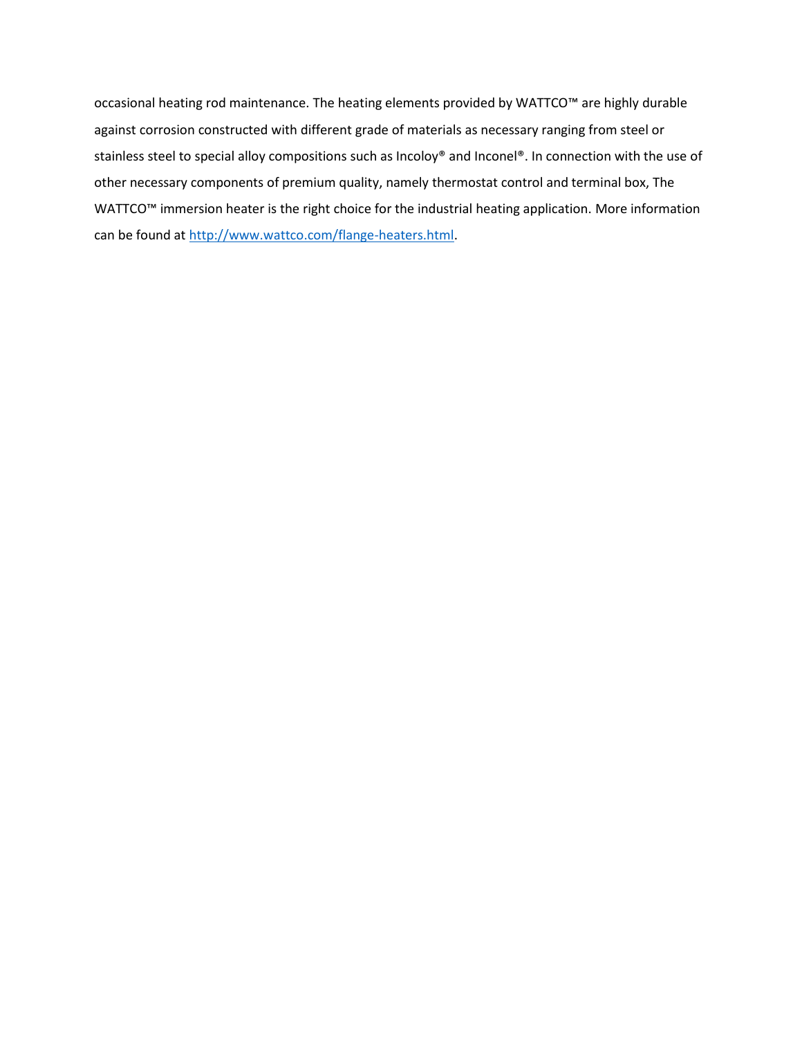occasional heating rod maintenance. The heating elements provided by WATTCO™ are highly durable against corrosion constructed with different grade of materials as necessary ranging from steel or stainless steel to special alloy compositions such as Incoloy® and Inconel®. In connection with the use of other necessary components of premium quality, namely thermostat control and terminal box, The WATTCO™ immersion heater is the right choice for the industrial heating application. More information can be found at [http://www.wattco.com/flange-heaters.html](http://www.wattco.com/flange-heaters.html).